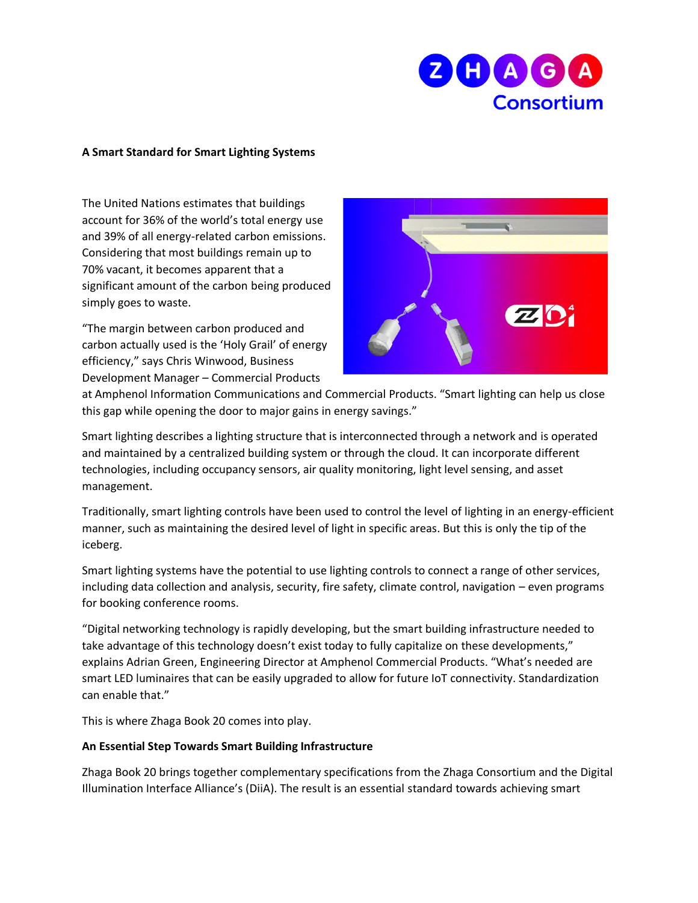**A Smart Standard for Smart Lighting Systems**

The United Nations estimates that buildings account for 36% of the world's total energy use and 39% of all energy-related carbon emissions. Considering that most buildings remain up to 70% vacant, it becomes apparent that a significant amount of the carbon being produced simply goes to waste.

"The margin between carbon produced and carbon actually used is the 'Holy Grail' of energy efficiency," says Chris Winwood, Business Development Manager – Commercial Products at Amphenol Information Communications and Commercial Products. "Smart lighting can help us close this gap while opening the door to major gains in energy savings."

Smart lighting describes a lighting structure that is interconnected through a network and is operated and maintained by a centralized building system or through the cloud. It can incorporate different technologies, including occupancy sensors, air quality monitoring, light level sensing, and asset management.

Traditionally, smart lighting controls have been used to control the level of lighting in an energy-efficient manner, such as maintaining the desired level of light in specific areas. But this is only the tip of the iceberg.

Smart lighting systems have the potential to use lighting controls to connect a range of other services, including data collection and analysis, security, fire safety, climate control, navigation – even programs for booking conference rooms.

"Digital networking technology is rapidly developing, but the smart building infrastructure needed to take advantage of this technology doesn't exist today to fully capitalize on these developments," explains Adrian Green, Engineering Director at Amphenol Commercial Products. "What's needed are smart LED luminaires that can be easily upgraded to allow for future IoT connectivity. Standardization can enable that."

This is where Zhaga Book 20 comes into play.

**An Essential Step Towards Smart Building Infrastructure**

Zhaga Book 20 brings together complementary specifications from the Zhaga Consortium and the Digital Illumination Interface Alliance's (DiiA). The result is an essential standard towards achieving smart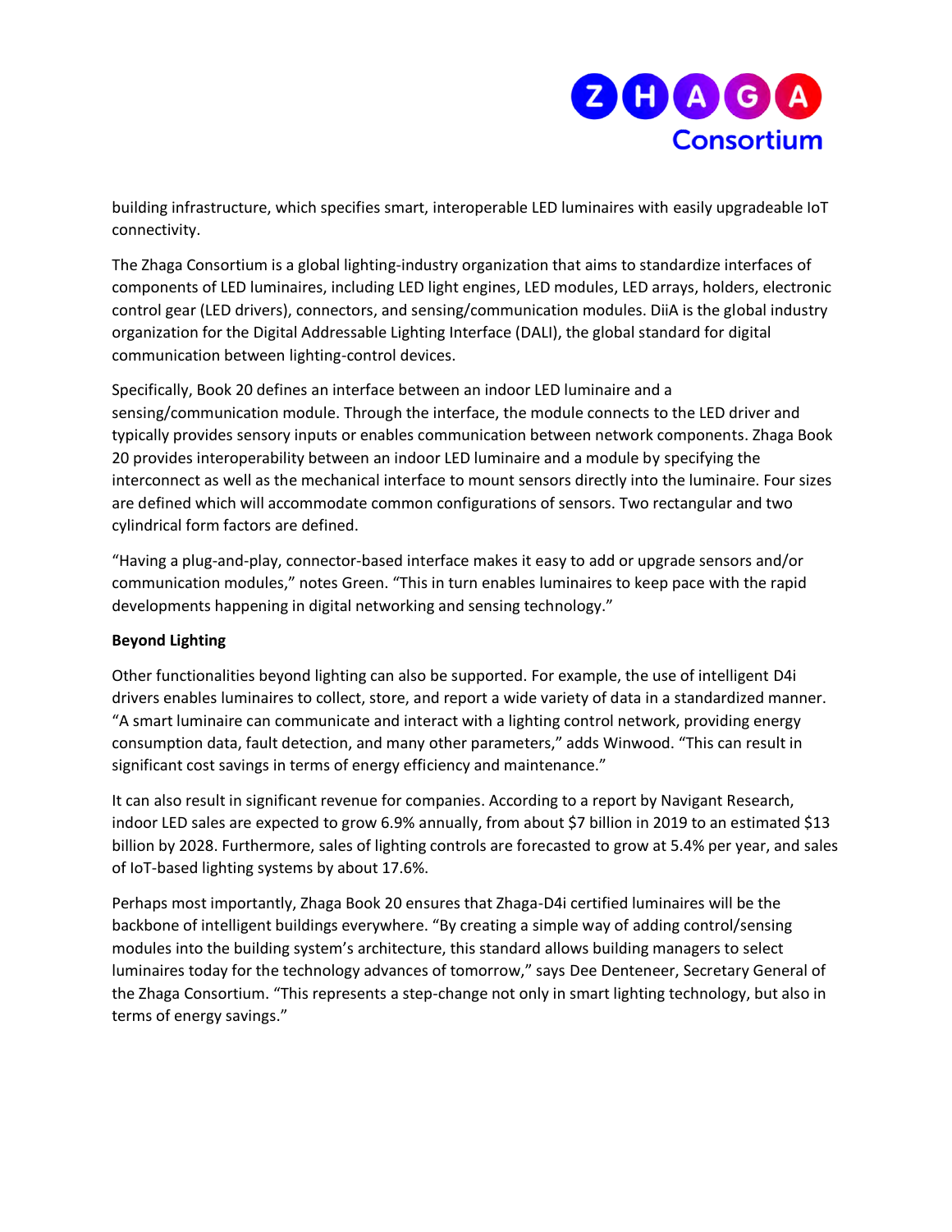building infrastructure, which specifies smart, interoperable LED luminaires with easily upgradeable IoT connectivity.

The Zhaga Consortium is a global lighting-industry organization that aims to standardize interfaces of components of LED luminaires, including LED light engines, LED modules, LED arrays, holders, electronic control gear (LED drivers), connectors, and sensing/communication modules. DiiA is the global industry organization for the Digital Addressable Lighting Interface (DALI), the global standard for digital communication between lighting-control devices.

Specifically, Book 20 defines an interface between an indoor LED luminaire and a sensing/communication module. Through the interface, the module connects to the LED driver and typically provides sensory inputs or enables communication between network components. Zhaga Book 20 provides interoperability between an indoor LED luminaire and a module by specifying the interconnect as well as the mechanical interface to mount sensors directly into the luminaire. Four sizes are defined which will accommodate common configurations of sensors. Two rectangular and two cylindrical form factors are defined.

"Having a plug-and-play, connector-based interface makes it easy to add or upgrade sensors and/or communication modules," notes Green. "This in turn enables luminaires to keep pace with the rapid developments happening in digital networking and sensing technology."

**Beyond Lighting**

Other functionalities beyond lighting can also be supported. For example, the use of intelligent D4i drivers enables luminaires to collect, store, and report a wide variety of data in a standardized manner. "A smart luminaire can communicate and interact with a lighting control network, providing energy consumption data, fault detection, and many other parameters," adds Winwood. "This can result in significant cost savings in terms of energy efficiency and maintenance."

It can also result in significant revenue for companies. According to a report by Navigant Research, indoor LED sales are expected to grow 6.9% annually, from about $7 billion in 2019 to an estimated $13 billion by 2028. Furthermore, sales of lighting controls are forecasted to grow at 5.4% per year, and sales of IoT-based lighting systems by about 17.6%.

Perhaps most importantly, Zhaga Book 20 ensures that Zhaga-D4i certified luminaires will be the backbone of intelligent buildings everywhere. "By creating a simple way of adding control/sensing modules into the building system's architecture, this standard allows building managers to select luminaires today for the technology advances of tomorrow," says Dee Denteneer, Secretary General of the Zhaga Consortium. "This represents a step-change not only in smart lighting technology, but also in terms of energy savings."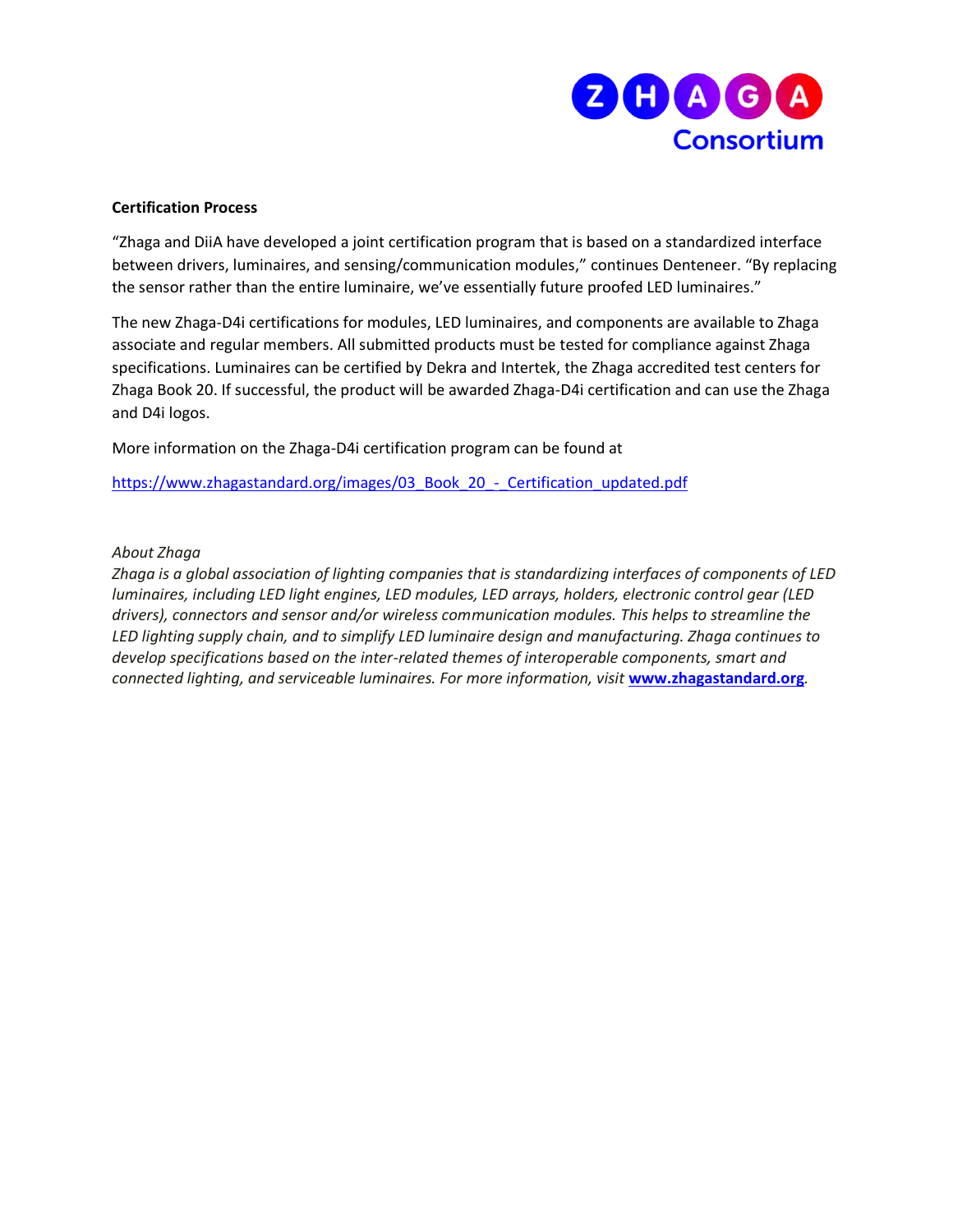**Certification Process**

"Zhaga and DiiA have developed a joint certification program that is based on a standardized interface between drivers, luminaires, and sensing/communication modules," continues Denteneer. "By replacing the sensor rather than the entire luminaire, we've essentially future proofed LED luminaires."

The new Zhaga-D4i certifications for modules, LED luminaires, and components are available to Zhaga associate and regular members. All submitted products must be tested for compliance against Zhaga specifications. Luminaires can be certified by Dekra and Intertek, the Zhaga accredited test centers for Zhaga Book 20. If successful, the product will be awarded Zhaga-D4i certification and can use the Zhaga and D4i logos.

More information on the Zhaga-D4i certification program can be found at

https://www.zhagastandard.org/images/03_Book_20_-_Certification_updated.pdf

*About Zhaga*

*Zhaga is a global association of lighting companies that is standardizing interfaces of components of LED luminaires, including LED light engines, LED modules, LED arrays, holders, electronic control gear (LED drivers), connectors and sensor and/or wireless communication modules. This helps to streamline the LED lighting supply chain, and to simplify LED luminaire design and manufacturing. Zhaga continues to develop specifications based on the inter-related themes of interoperable components, smart and connected lighting, and serviceable luminaires. For more information, visit* **www.zhagastandard.org**.